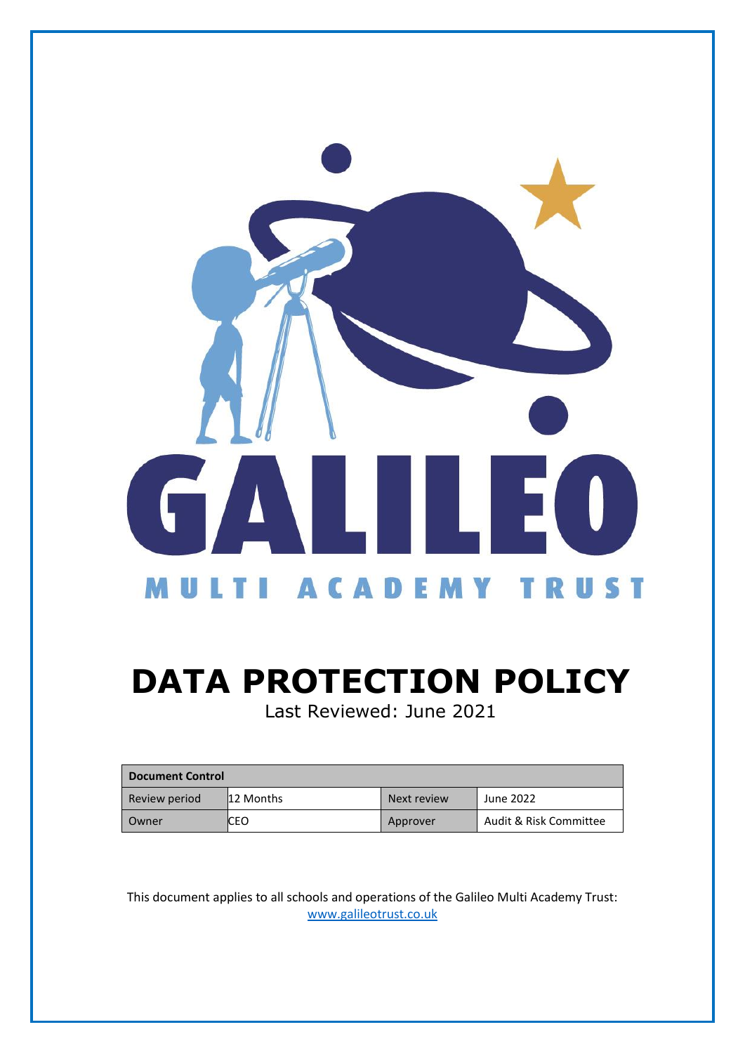GALILEO

MULTI ACADEMY TRUST

# DATA PROTECTION POLICY

Last Reviewed: June 2021

| Document Control | | | |
|---|---|---|---|
| Review period | 12 Months | Next review | June 2022 |
| Owner | CEO | Approver | Audit & Risk Committee |

This document applies to all schools and operations of the Galileo Multi Academy Trust: www.galileotrust.co.uk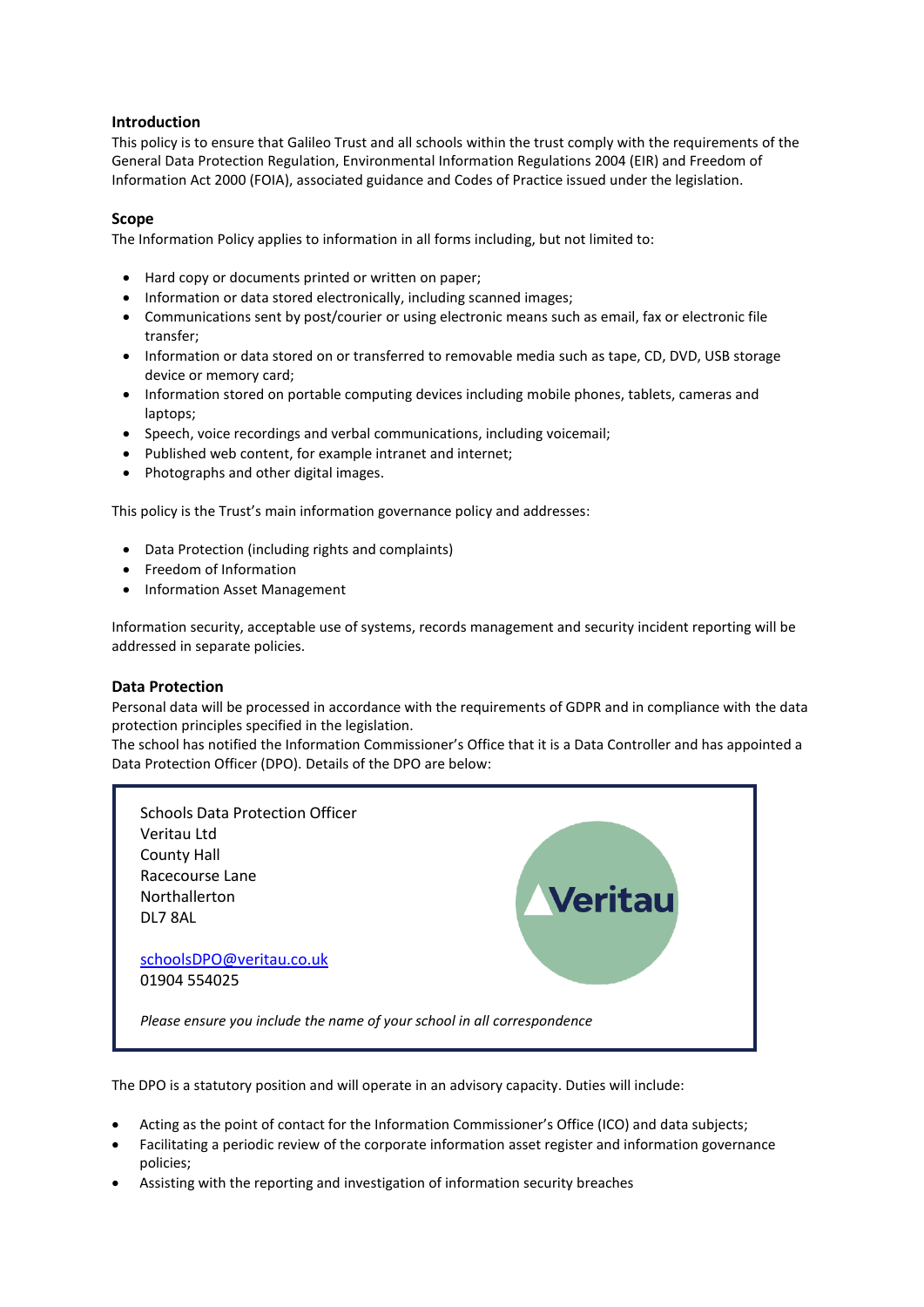## Introduction

This policy is to ensure that Galileo Trust and all schools within the trust comply with the requirements of the General Data Protection Regulation, Environmental Information Regulations 2004 (EIR) and Freedom of Information Act 2000 (FOIA), associated guidance and Codes of Practice issued under the legislation.

## Scope

The Information Policy applies to information in all forms including, but not limited to:

- Hard copy or documents printed or written on paper;
- Information or data stored electronically, including scanned images;
- Communications sent by post/courier or using electronic means such as email, fax or electronic file transfer;
- Information or data stored on or transferred to removable media such as tape, CD, DVD, USB storage device or memory card;
- Information stored on portable computing devices including mobile phones, tablets, cameras and laptops;
- Speech, voice recordings and verbal communications, including voicemail;
- Published web content, for example intranet and internet;
- Photographs and other digital images.

This policy is the Trust's main information governance policy and addresses:

- Data Protection (including rights and complaints)
- Freedom of Information
- Information Asset Management

Information security, acceptable use of systems, records management and security incident reporting will be addressed in separate policies.

## Data Protection

Personal data will be processed in accordance with the requirements of GDPR and in compliance with the data protection principles specified in the legislation.
The school has notified the Information Commissioner's Office that it is a Data Controller and has appointed a Data Protection Officer (DPO). Details of the DPO are below:

Schools Data Protection Officer
Veritau Ltd
County Hall
Racecourse Lane
Northallerton
DL7 8AL

schoolsDPO@veritau.co.uk
01904 554025

*Please ensure you include the name of your school in all correspondence*

The DPO is a statutory position and will operate in an advisory capacity. Duties will include:

- Acting as the point of contact for the Information Commissioner's Office (ICO) and data subjects;
- Facilitating a periodic review of the corporate information asset register and information governance policies;
- Assisting with the reporting and investigation of information security breaches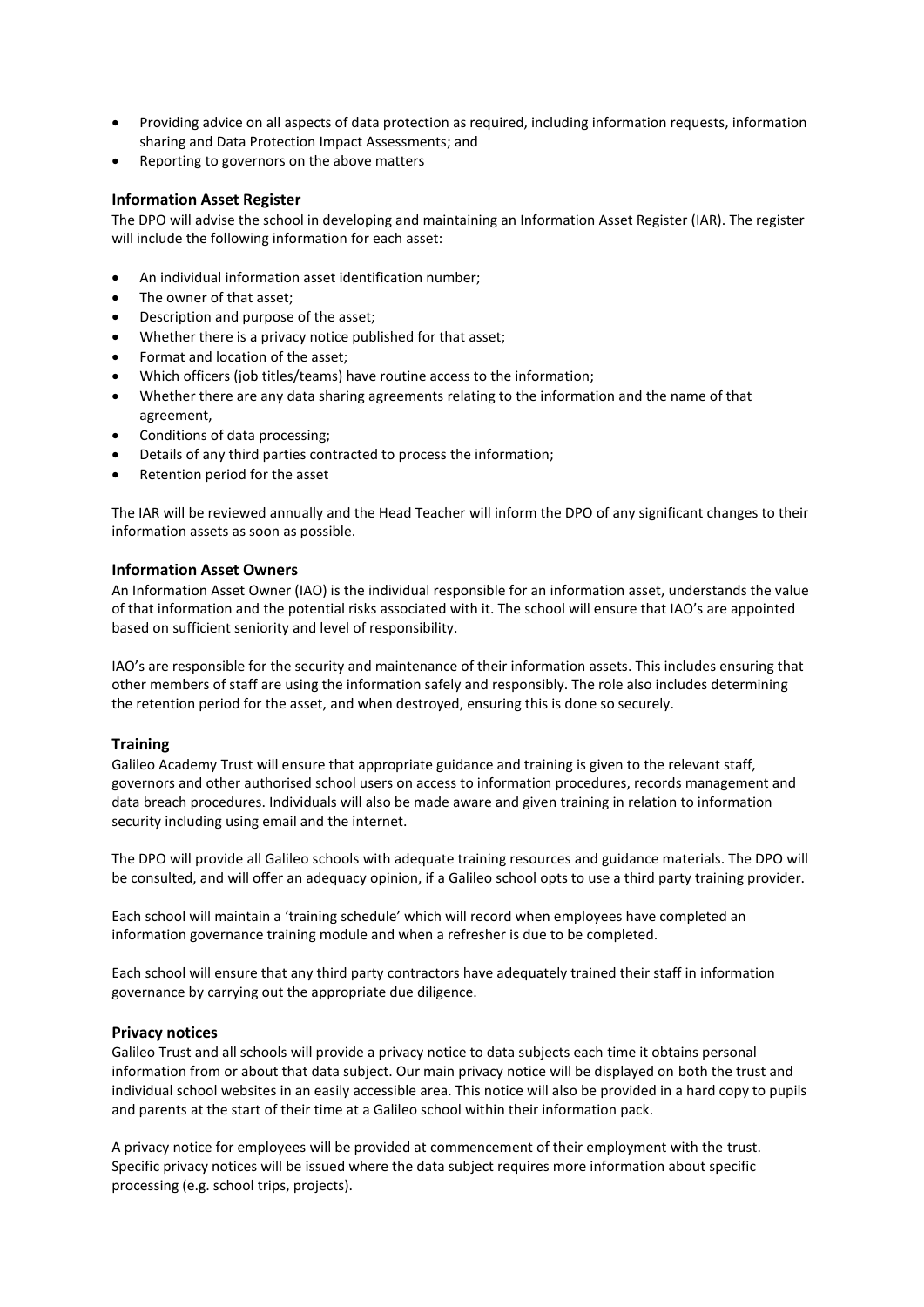- Providing advice on all aspects of data protection as required, including information requests, information sharing and Data Protection Impact Assessments; and
- Reporting to governors on the above matters

### Information Asset Register

The DPO will advise the school in developing and maintaining an Information Asset Register (IAR). The register will include the following information for each asset:

- An individual information asset identification number;
- The owner of that asset;
- Description and purpose of the asset;
- Whether there is a privacy notice published for that asset;
- Format and location of the asset;
- Which officers (job titles/teams) have routine access to the information;
- Whether there are any data sharing agreements relating to the information and the name of that agreement,
- Conditions of data processing;
- Details of any third parties contracted to process the information;
- Retention period for the asset

The IAR will be reviewed annually and the Head Teacher will inform the DPO of any significant changes to their information assets as soon as possible.

### Information Asset Owners

An Information Asset Owner (IAO) is the individual responsible for an information asset, understands the value of that information and the potential risks associated with it. The school will ensure that IAO's are appointed based on sufficient seniority and level of responsibility.

IAO's are responsible for the security and maintenance of their information assets. This includes ensuring that other members of staff are using the information safely and responsibly. The role also includes determining the retention period for the asset, and when destroyed, ensuring this is done so securely.

### Training

Galileo Academy Trust will ensure that appropriate guidance and training is given to the relevant staff, governors and other authorised school users on access to information procedures, records management and data breach procedures. Individuals will also be made aware and given training in relation to information security including using email and the internet.

The DPO will provide all Galileo schools with adequate training resources and guidance materials. The DPO will be consulted, and will offer an adequacy opinion, if a Galileo school opts to use a third party training provider.

Each school will maintain a 'training schedule' which will record when employees have completed an information governance training module and when a refresher is due to be completed.

Each school will ensure that any third party contractors have adequately trained their staff in information governance by carrying out the appropriate due diligence.

### Privacy notices

Galileo Trust and all schools will provide a privacy notice to data subjects each time it obtains personal information from or about that data subject. Our main privacy notice will be displayed on both the trust and individual school websites in an easily accessible area. This notice will also be provided in a hard copy to pupils and parents at the start of their time at a Galileo school within their information pack.

A privacy notice for employees will be provided at commencement of their employment with the trust. Specific privacy notices will be issued where the data subject requires more information about specific processing (e.g. school trips, projects).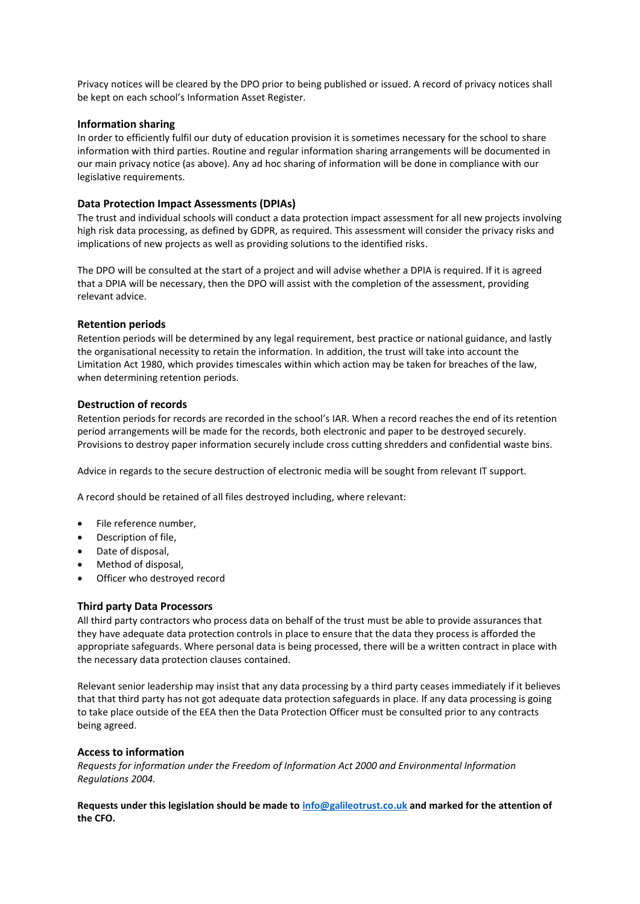Privacy notices will be cleared by the DPO prior to being published or issued. A record of privacy notices shall be kept on each school's Information Asset Register.

### Information sharing

In order to efficiently fulfil our duty of education provision it is sometimes necessary for the school to share information with third parties. Routine and regular information sharing arrangements will be documented in our main privacy notice (as above). Any ad hoc sharing of information will be done in compliance with our legislative requirements.

### Data Protection Impact Assessments (DPIAs)

The trust and individual schools will conduct a data protection impact assessment for all new projects involving high risk data processing, as defined by GDPR, as required. This assessment will consider the privacy risks and implications of new projects as well as providing solutions to the identified risks.

The DPO will be consulted at the start of a project and will advise whether a DPIA is required. If it is agreed that a DPIA will be necessary, then the DPO will assist with the completion of the assessment, providing relevant advice.

### Retention periods

Retention periods will be determined by any legal requirement, best practice or national guidance, and lastly the organisational necessity to retain the information. In addition, the trust will take into account the Limitation Act 1980, which provides timescales within which action may be taken for breaches of the law, when determining retention periods.

### Destruction of records

Retention periods for records are recorded in the school's IAR. When a record reaches the end of its retention period arrangements will be made for the records, both electronic and paper to be destroyed securely. Provisions to destroy paper information securely include cross cutting shredders and confidential waste bins.

Advice in regards to the secure destruction of electronic media will be sought from relevant IT support.

A record should be retained of all files destroyed including, where relevant:

- File reference number,
- Description of file,
- Date of disposal,
- Method of disposal,
- Officer who destroyed record

### Third party Data Processors

All third party contractors who process data on behalf of the trust must be able to provide assurances that they have adequate data protection controls in place to ensure that the data they process is afforded the appropriate safeguards. Where personal data is being processed, there will be a written contract in place with the necessary data protection clauses contained.

Relevant senior leadership may insist that any data processing by a third party ceases immediately if it believes that that third party has not got adequate data protection safeguards in place. If any data processing is going to take place outside of the EEA then the Data Protection Officer must be consulted prior to any contracts being agreed.

### Access to information

*Requests for information under the Freedom of Information Act 2000 and Environmental Information Regulations 2004.*

**Requests under this legislation should be made to [info@galileotrust.co.uk](mailto:info@galileotrust.co.uk) and marked for the attention of the CFO.**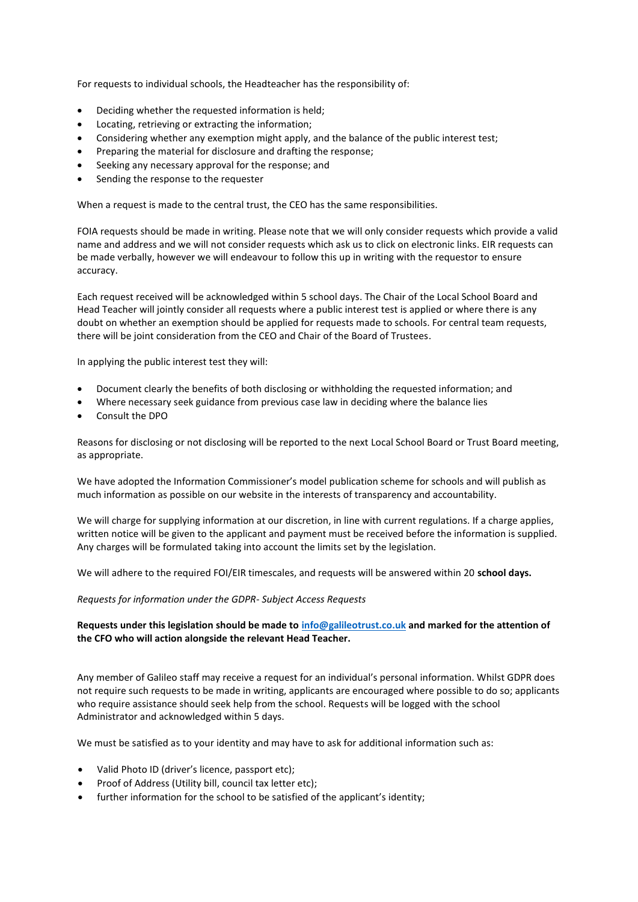For requests to individual schools, the Headteacher has the responsibility of:

- Deciding whether the requested information is held;
- Locating, retrieving or extracting the information;
- Considering whether any exemption might apply, and the balance of the public interest test;
- Preparing the material for disclosure and drafting the response;
- Seeking any necessary approval for the response; and
- Sending the response to the requester

When a request is made to the central trust, the CEO has the same responsibilities.

FOIA requests should be made in writing. Please note that we will only consider requests which provide a valid name and address and we will not consider requests which ask us to click on electronic links. EIR requests can be made verbally, however we will endeavour to follow this up in writing with the requestor to ensure accuracy.

Each request received will be acknowledged within 5 school days. The Chair of the Local School Board and Head Teacher will jointly consider all requests where a public interest test is applied or where there is any doubt on whether an exemption should be applied for requests made to schools. For central team requests, there will be joint consideration from the CEO and Chair of the Board of Trustees.

In applying the public interest test they will:

- Document clearly the benefits of both disclosing or withholding the requested information; and
- Where necessary seek guidance from previous case law in deciding where the balance lies
- Consult the DPO

Reasons for disclosing or not disclosing will be reported to the next Local School Board or Trust Board meeting, as appropriate.

We have adopted the Information Commissioner's model publication scheme for schools and will publish as much information as possible on our website in the interests of transparency and accountability.

We will charge for supplying information at our discretion, in line with current regulations. If a charge applies, written notice will be given to the applicant and payment must be received before the information is supplied. Any charges will be formulated taking into account the limits set by the legislation.

We will adhere to the required FOI/EIR timescales, and requests will be answered within 20 **school days.**

*Requests for information under the GDPR- Subject Access Requests*

**Requests under this legislation should be made to [info@galileotrust.co.uk](mailto:info@galileotrust.co.uk) and marked for the attention of the CFO who will action alongside the relevant Head Teacher.**

Any member of Galileo staff may receive a request for an individual's personal information. Whilst GDPR does not require such requests to be made in writing, applicants are encouraged where possible to do so; applicants who require assistance should seek help from the school. Requests will be logged with the school Administrator and acknowledged within 5 days.

We must be satisfied as to your identity and may have to ask for additional information such as:

- Valid Photo ID (driver's licence, passport etc);
- Proof of Address (Utility bill, council tax letter etc);
- further information for the school to be satisfied of the applicant's identity;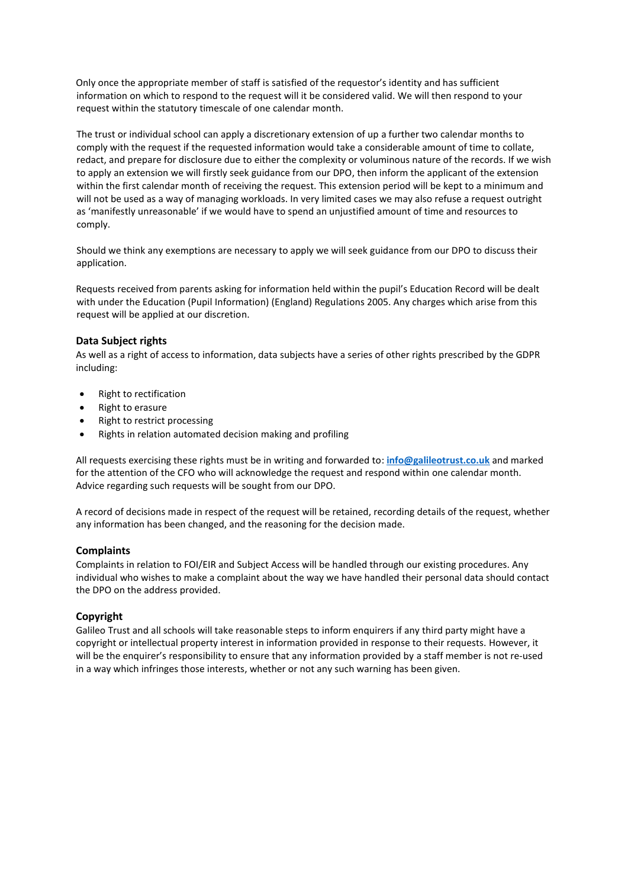Only once the appropriate member of staff is satisfied of the requestor's identity and has sufficient information on which to respond to the request will it be considered valid. We will then respond to your request within the statutory timescale of one calendar month.

The trust or individual school can apply a discretionary extension of up a further two calendar months to comply with the request if the requested information would take a considerable amount of time to collate, redact, and prepare for disclosure due to either the complexity or voluminous nature of the records. If we wish to apply an extension we will firstly seek guidance from our DPO, then inform the applicant of the extension within the first calendar month of receiving the request. This extension period will be kept to a minimum and will not be used as a way of managing workloads. In very limited cases we may also refuse a request outright as 'manifestly unreasonable' if we would have to spend an unjustified amount of time and resources to comply.

Should we think any exemptions are necessary to apply we will seek guidance from our DPO to discuss their application.

Requests received from parents asking for information held within the pupil's Education Record will be dealt with under the Education (Pupil Information) (England) Regulations 2005. Any charges which arise from this request will be applied at our discretion.

### Data Subject rights

As well as a right of access to information, data subjects have a series of other rights prescribed by the GDPR including:

- Right to rectification
- Right to erasure
- Right to restrict processing
- Rights in relation automated decision making and profiling

All requests exercising these rights must be in writing and forwarded to: **info@galileotrust.co.uk** and marked for the attention of the CFO who will acknowledge the request and respond within one calendar month. Advice regarding such requests will be sought from our DPO.

A record of decisions made in respect of the request will be retained, recording details of the request, whether any information has been changed, and the reasoning for the decision made.

### Complaints

Complaints in relation to FOI/EIR and Subject Access will be handled through our existing procedures. Any individual who wishes to make a complaint about the way we have handled their personal data should contact the DPO on the address provided.

### Copyright

Galileo Trust and all schools will take reasonable steps to inform enquirers if any third party might have a copyright or intellectual property interest in information provided in response to their requests. However, it will be the enquirer's responsibility to ensure that any information provided by a staff member is not re-used in a way which infringes those interests, whether or not any such warning has been given.